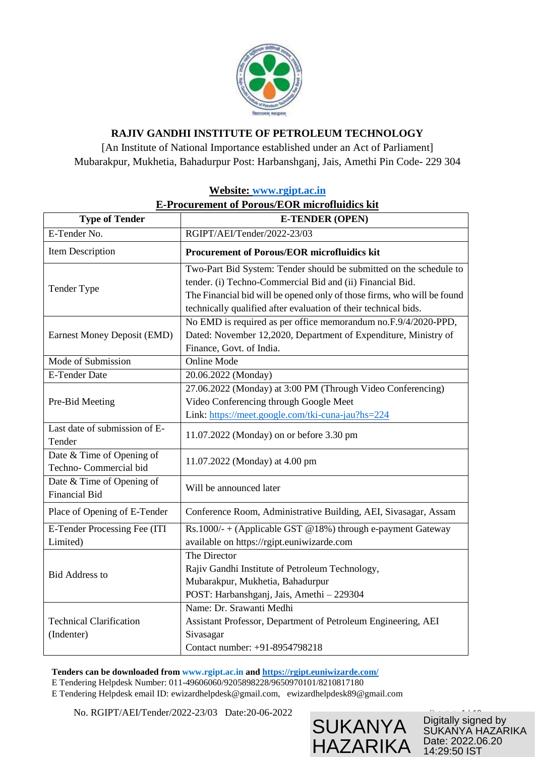**RAJIV GANDHI INSTITUTE OF PETROLEUM TECHNOLOGY**

[An Institute of National Importance established under an Act of Parliament]
Mubarakpur, Mukhetia, Bahadurpur Post: Harbanshganj, Jais, Amethi Pin Code- 229 304

**Website: www.rgipt.ac.in**

**E-Procurement of Porous/EOR microfluidics kit**

| Type of Tender | E-TENDER (OPEN) |
|---|---|
| E-Tender No. | RGIPT/AEI/Tender/2022-23/03 |
| Item Description | **Procurement of Porous/EOR microfluidics kit** |
| Tender Type | Two-Part Bid System: Tender should be submitted on the schedule to tender. (i) Techno-Commercial Bid and (ii) Financial Bid. The Financial bid will be opened only of those firms, who will be found technically qualified after evaluation of their technical bids. |
| Earnest Money Deposit (EMD) | No EMD is required as per office memorandum no.F.9/4/2020-PPD, Dated: November 12,2020, Department of Expenditure, Ministry of Finance, Govt. of India. |
| Mode of Submission | Online Mode |
| E-Tender Date | 20.06.2022 (Monday) |
| Pre-Bid Meeting | 27.06.2022 (Monday) at 3:00 PM (Through Video Conferencing) Video Conferencing through Google Meet Link: https://meet.google.com/tki-cuna-jau?hs=224 |
| Last date of submission of E-Tender | 11.07.2022 (Monday) on or before 3.30 pm |
| Date & Time of Opening of Techno- Commercial bid | 11.07.2022 (Monday) at 4.00 pm |
| Date & Time of Opening of Financial Bid | Will be announced later |
| Place of Opening of E-Tender | Conference Room, Administrative Building, AEI, Sivasagar, Assam |
| E-Tender Processing Fee (ITI Limited) | Rs.1000/- + (Applicable GST @18%) through e-payment Gateway available on https://rgipt.euniwizarde.com |
| Bid Address to | The Director<br>Rajiv Gandhi Institute of Petroleum Technology,<br>Mubarakpur, Mukhetia, Bahadurpur<br>POST: Harbanshganj, Jais, Amethi – 229304 |
| Technical Clarification (Indenter) | Name: Dr. Srawanti Medhi<br>Assistant Professor, Department of Petroleum Engineering, AEI Sivasagar<br>Contact number: +91-8954798218 |

**Tenders can be downloaded from www.rgipt.ac.in and https://rgipt.euniwizarde.com/**

E Tendering Helpdesk Number: 011-49606060/9205898228/9650970101/8210817180

E Tendering Helpdesk email ID: ewizardhelpdesk@gmail.com, ewizardhelpdesk89@gmail.com

No. RGIPT/AEI/Tender/2022-23/03 Date:20-06-2022

SUKANYA HAZARIKA — Digitally signed by SUKANYA HAZARIKA Date: 2022.06.20 14:29:50 IST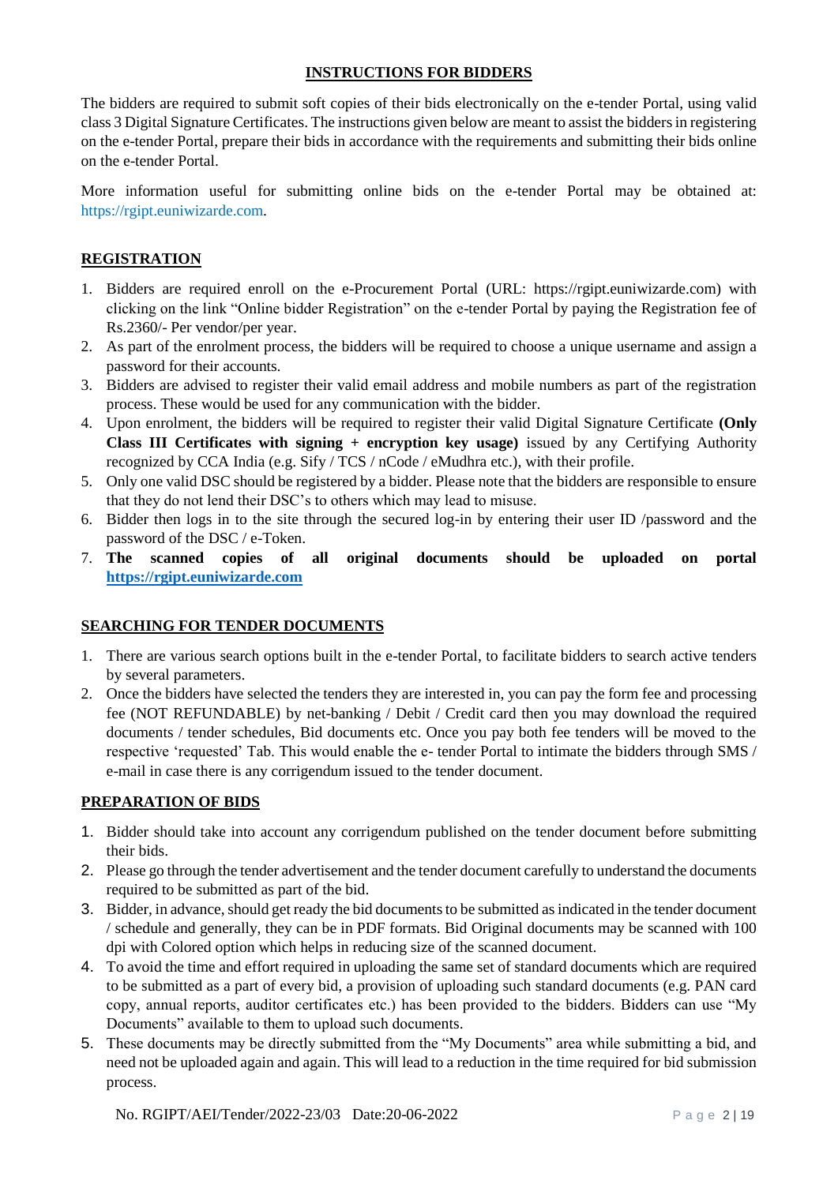## INSTRUCTIONS FOR BIDDERS

The bidders are required to submit soft copies of their bids electronically on the e-tender Portal, using valid class 3 Digital Signature Certificates. The instructions given below are meant to assist the bidders in registering on the e-tender Portal, prepare their bids in accordance with the requirements and submitting their bids online on the e-tender Portal.

More information useful for submitting online bids on the e-tender Portal may be obtained at: https://rgipt.euniwizarde.com.

### REGISTRATION

1. Bidders are required enroll on the e-Procurement Portal (URL: https://rgipt.euniwizarde.com) with clicking on the link "Online bidder Registration" on the e-tender Portal by paying the Registration fee of Rs.2360/- Per vendor/per year.
2. As part of the enrolment process, the bidders will be required to choose a unique username and assign a password for their accounts.
3. Bidders are advised to register their valid email address and mobile numbers as part of the registration process. These would be used for any communication with the bidder.
4. Upon enrolment, the bidders will be required to register their valid Digital Signature Certificate **(Only Class III Certificates with signing + encryption key usage)** issued by any Certifying Authority recognized by CCA India (e.g. Sify / TCS / nCode / eMudhra etc.), with their profile.
5. Only one valid DSC should be registered by a bidder. Please note that the bidders are responsible to ensure that they do not lend their DSC's to others which may lead to misuse.
6. Bidder then logs in to the site through the secured log-in by entering their user ID /password and the password of the DSC / e-Token.
7. **The scanned copies of all original documents should be uploaded on portal https://rgipt.euniwizarde.com**

### SEARCHING FOR TENDER DOCUMENTS

1. There are various search options built in the e-tender Portal, to facilitate bidders to search active tenders by several parameters.
2. Once the bidders have selected the tenders they are interested in, you can pay the form fee and processing fee (NOT REFUNDABLE) by net-banking / Debit / Credit card then you may download the required documents / tender schedules, Bid documents etc. Once you pay both fee tenders will be moved to the respective 'requested' Tab. This would enable the e- tender Portal to intimate the bidders through SMS / e-mail in case there is any corrigendum issued to the tender document.

### PREPARATION OF BIDS

1. Bidder should take into account any corrigendum published on the tender document before submitting their bids.
2. Please go through the tender advertisement and the tender document carefully to understand the documents required to be submitted as part of the bid.
3. Bidder, in advance, should get ready the bid documents to be submitted as indicated in the tender document / schedule and generally, they can be in PDF formats. Bid Original documents may be scanned with 100 dpi with Colored option which helps in reducing size of the scanned document.
4. To avoid the time and effort required in uploading the same set of standard documents which are required to be submitted as a part of every bid, a provision of uploading such standard documents (e.g. PAN card copy, annual reports, auditor certificates etc.) has been provided to the bidders. Bidders can use "My Documents" available to them to upload such documents.
5. These documents may be directly submitted from the "My Documents" area while submitting a bid, and need not be uploaded again and again. This will lead to a reduction in the time required for bid submission process.

No. RGIPT/AEI/Tender/2022-23/03 Date:20-06-2022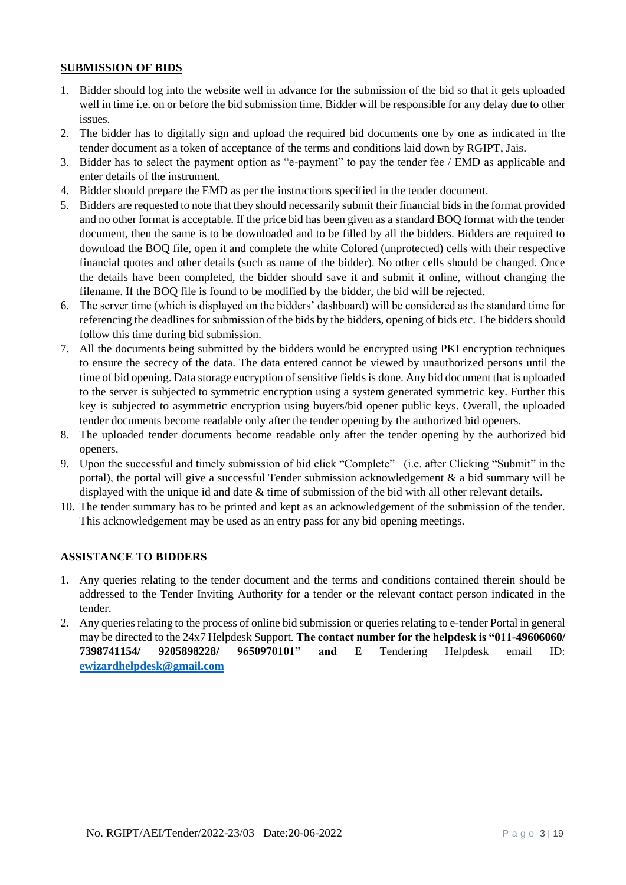## SUBMISSION OF BIDS

1. Bidder should log into the website well in advance for the submission of the bid so that it gets uploaded well in time i.e. on or before the bid submission time. Bidder will be responsible for any delay due to other issues.
2. The bidder has to digitally sign and upload the required bid documents one by one as indicated in the tender document as a token of acceptance of the terms and conditions laid down by RGIPT, Jais.
3. Bidder has to select the payment option as "e-payment" to pay the tender fee / EMD as applicable and enter details of the instrument.
4. Bidder should prepare the EMD as per the instructions specified in the tender document.
5. Bidders are requested to note that they should necessarily submit their financial bids in the format provided and no other format is acceptable. If the price bid has been given as a standard BOQ format with the tender document, then the same is to be downloaded and to be filled by all the bidders. Bidders are required to download the BOQ file, open it and complete the white Colored (unprotected) cells with their respective financial quotes and other details (such as name of the bidder). No other cells should be changed. Once the details have been completed, the bidder should save it and submit it online, without changing the filename. If the BOQ file is found to be modified by the bidder, the bid will be rejected.
6. The server time (which is displayed on the bidders' dashboard) will be considered as the standard time for referencing the deadlines for submission of the bids by the bidders, opening of bids etc. The bidders should follow this time during bid submission.
7. All the documents being submitted by the bidders would be encrypted using PKI encryption techniques to ensure the secrecy of the data. The data entered cannot be viewed by unauthorized persons until the time of bid opening. Data storage encryption of sensitive fields is done. Any bid document that is uploaded to the server is subjected to symmetric encryption using a system generated symmetric key. Further this key is subjected to asymmetric encryption using buyers/bid opener public keys. Overall, the uploaded tender documents become readable only after the tender opening by the authorized bid openers.
8. The uploaded tender documents become readable only after the tender opening by the authorized bid openers.
9. Upon the successful and timely submission of bid click "Complete" (i.e. after Clicking "Submit" in the portal), the portal will give a successful Tender submission acknowledgement & a bid summary will be displayed with the unique id and date & time of submission of the bid with all other relevant details.
10. The tender summary has to be printed and kept as an acknowledgement of the submission of the tender. This acknowledgement may be used as an entry pass for any bid opening meetings.

## ASSISTANCE TO BIDDERS

1. Any queries relating to the tender document and the terms and conditions contained therein should be addressed to the Tender Inviting Authority for a tender or the relevant contact person indicated in the tender.
2. Any queries relating to the process of online bid submission or queries relating to e-tender Portal in general may be directed to the 24x7 Helpdesk Support. **The contact number for the helpdesk is "011-49606060/ 7398741154/ 9205898228/ 9650970101" and** E Tendering Helpdesk email ID: **ewizardhelpdesk@gmail.com**

No. RGIPT/AEI/Tender/2022-23/03 Date:20-06-2022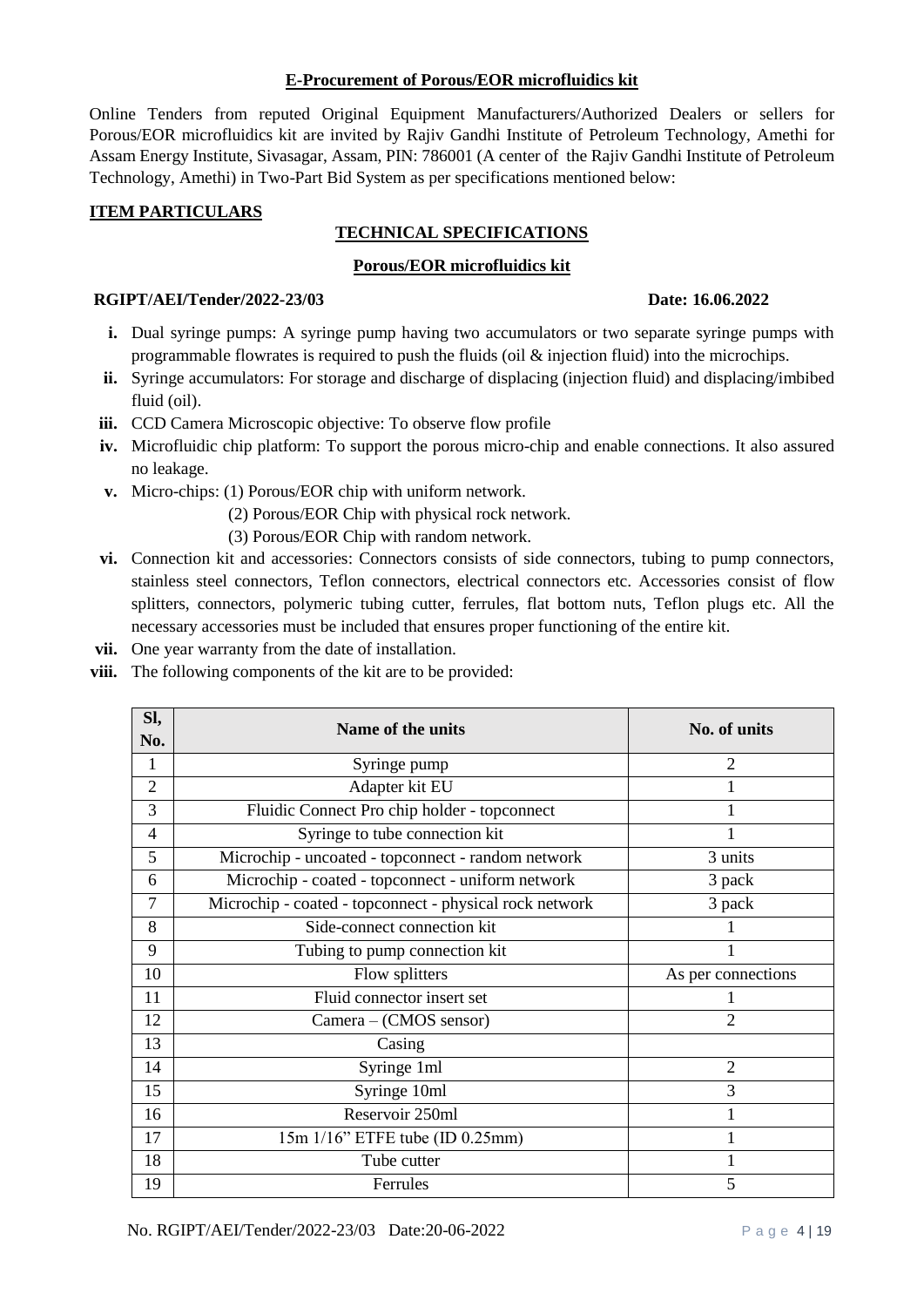**E-Procurement of Porous/EOR microfluidics kit**

Online Tenders from reputed Original Equipment Manufacturers/Authorized Dealers or sellers for Porous/EOR microfluidics kit are invited by Rajiv Gandhi Institute of Petroleum Technology, Amethi for Assam Energy Institute, Sivasagar, Assam, PIN: 786001 (A center of the Rajiv Gandhi Institute of Petroleum Technology, Amethi) in Two-Part Bid System as per specifications mentioned below:

**ITEM PARTICULARS**

**TECHNICAL SPECIFICATIONS**

**Porous/EOR microfluidics kit**

**RGIPT/AEI/Tender/2022-23/03** **Date: 16.06.2022**

- **i.** Dual syringe pumps: A syringe pump having two accumulators or two separate syringe pumps with programmable flowrates is required to push the fluids (oil & injection fluid) into the microchips.
- **ii.** Syringe accumulators: For storage and discharge of displacing (injection fluid) and displacing/imbibed fluid (oil).
- **iii.** CCD Camera Microscopic objective: To observe flow profile
- **iv.** Microfluidic chip platform: To support the porous micro-chip and enable connections. It also assured no leakage.
- **v.** Micro-chips: (1) Porous/EOR chip with uniform network.
  (2) Porous/EOR Chip with physical rock network.
  (3) Porous/EOR Chip with random network.
- **vi.** Connection kit and accessories: Connectors consists of side connectors, tubing to pump connectors, stainless steel connectors, Teflon connectors, electrical connectors etc. Accessories consist of flow splitters, connectors, polymeric tubing cutter, ferrules, flat bottom nuts, Teflon plugs etc. All the necessary accessories must be included that ensures proper functioning of the entire kit.
- **vii.** One year warranty from the date of installation.
- **viii.** The following components of the kit are to be provided:

| Sl, No. | Name of the units | No. of units |
|---|---|---|
| 1 | Syringe pump | 2 |
| 2 | Adapter kit EU | 1 |
| 3 | Fluidic Connect Pro chip holder - topconnect | 1 |
| 4 | Syringe to tube connection kit | 1 |
| 5 | Microchip - uncoated - topconnect - random network | 3 units |
| 6 | Microchip - coated - topconnect - uniform network | 3 pack |
| 7 | Microchip - coated - topconnect - physical rock network | 3 pack |
| 8 | Side-connect connection kit | 1 |
| 9 | Tubing to pump connection kit | 1 |
| 10 | Flow splitters | As per connections |
| 11 | Fluid connector insert set | 1 |
| 12 | Camera – (CMOS sensor) | 2 |
| 13 | Casing | |
| 14 | Syringe 1ml | 2 |
| 15 | Syringe 10ml | 3 |
| 16 | Reservoir 250ml | 1 |
| 17 | 15m 1/16" ETFE tube (ID 0.25mm) | 1 |
| 18 | Tube cutter | 1 |
| 19 | Ferrules | 5 |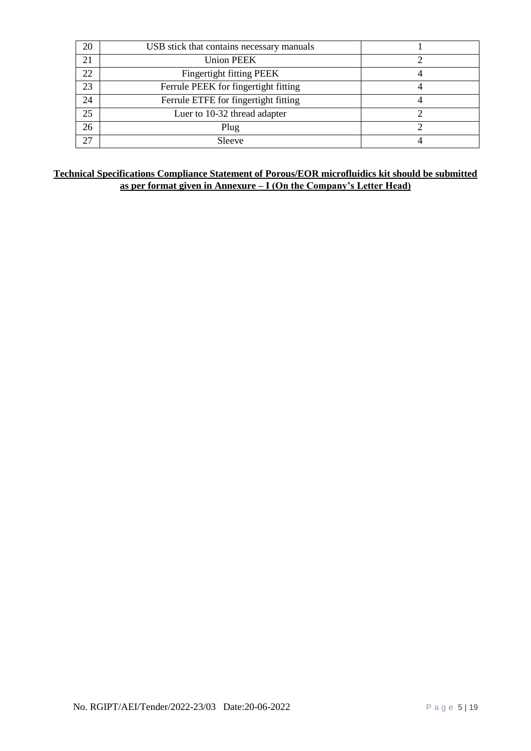| 20 | USB stick that contains necessary manuals | 1 |
|---|---|---|
| 21 | Union PEEK | 2 |
| 22 | Fingertight fitting PEEK | 4 |
| 23 | Ferrule PEEK for fingertight fitting | 4 |
| 24 | Ferrule ETFE for fingertight fitting | 4 |
| 25 | Luer to 10-32 thread adapter | 2 |
| 26 | Plug | 2 |
| 27 | Sleeve | 4 |

**Technical Specifications Compliance Statement of Porous/EOR microfluidics kit should be submitted as per format given in Annexure – I (On the Company's Letter Head)**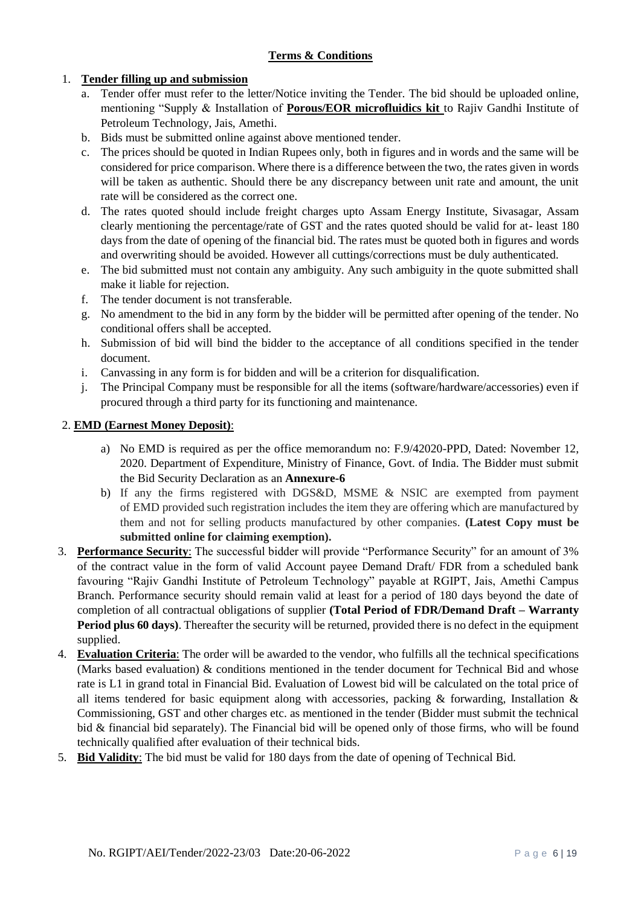## **Terms & Conditions**

1. **Tender filling up and submission**
   a. Tender offer must refer to the letter/Notice inviting the Tender. The bid should be uploaded online, mentioning "Supply & Installation of **Porous/EOR microfluidics kit** to Rajiv Gandhi Institute of Petroleum Technology, Jais, Amethi.
   b. Bids must be submitted online against above mentioned tender.
   c. The prices should be quoted in Indian Rupees only, both in figures and in words and the same will be considered for price comparison. Where there is a difference between the two, the rates given in words will be taken as authentic. Should there be any discrepancy between unit rate and amount, the unit rate will be considered as the correct one.
   d. The rates quoted should include freight charges upto Assam Energy Institute, Sivasagar, Assam clearly mentioning the percentage/rate of GST and the rates quoted should be valid for at- least 180 days from the date of opening of the financial bid. The rates must be quoted both in figures and words and overwriting should be avoided. However all cuttings/corrections must be duly authenticated.
   e. The bid submitted must not contain any ambiguity. Any such ambiguity in the quote submitted shall make it liable for rejection.
   f. The tender document is not transferable.
   g. No amendment to the bid in any form by the bidder will be permitted after opening of the tender. No conditional offers shall be accepted.
   h. Submission of bid will bind the bidder to the acceptance of all conditions specified in the tender document.
   i. Canvassing in any form is for bidden and will be a criterion for disqualification.
   j. The Principal Company must be responsible for all the items (software/hardware/accessories) even if procured through a third party for its functioning and maintenance.

2. **EMD (Earnest Money Deposit)**:
   a) No EMD is required as per the office memorandum no: F.9/42020-PPD, Dated: November 12, 2020. Department of Expenditure, Ministry of Finance, Govt. of India. The Bidder must submit the Bid Security Declaration as an **Annexure-6**
   b) If any the firms registered with DGS&D, MSME & NSIC are exempted from payment of EMD provided such registration includes the item they are offering which are manufactured by them and not for selling products manufactured by other companies. **(Latest Copy must be submitted online for claiming exemption).**

3. **Performance Security**: The successful bidder will provide "Performance Security" for an amount of 3% of the contract value in the form of valid Account payee Demand Draft/ FDR from a scheduled bank favouring "Rajiv Gandhi Institute of Petroleum Technology" payable at RGIPT, Jais, Amethi Campus Branch. Performance security should remain valid at least for a period of 180 days beyond the date of completion of all contractual obligations of supplier **(Total Period of FDR/Demand Draft – Warranty Period plus 60 days)**. Thereafter the security will be returned, provided there is no defect in the equipment supplied.

4. **Evaluation Criteria**: The order will be awarded to the vendor, who fulfills all the technical specifications (Marks based evaluation) & conditions mentioned in the tender document for Technical Bid and whose rate is L1 in grand total in Financial Bid. Evaluation of Lowest bid will be calculated on the total price of all items tendered for basic equipment along with accessories, packing & forwarding, Installation & Commissioning, GST and other charges etc. as mentioned in the tender (Bidder must submit the technical bid & financial bid separately). The Financial bid will be opened only of those firms, who will be found technically qualified after evaluation of their technical bids.

5. **Bid Validity**: The bid must be valid for 180 days from the date of opening of Technical Bid.

No. RGIPT/AEI/Tender/2022-23/03 Date:20-06-2022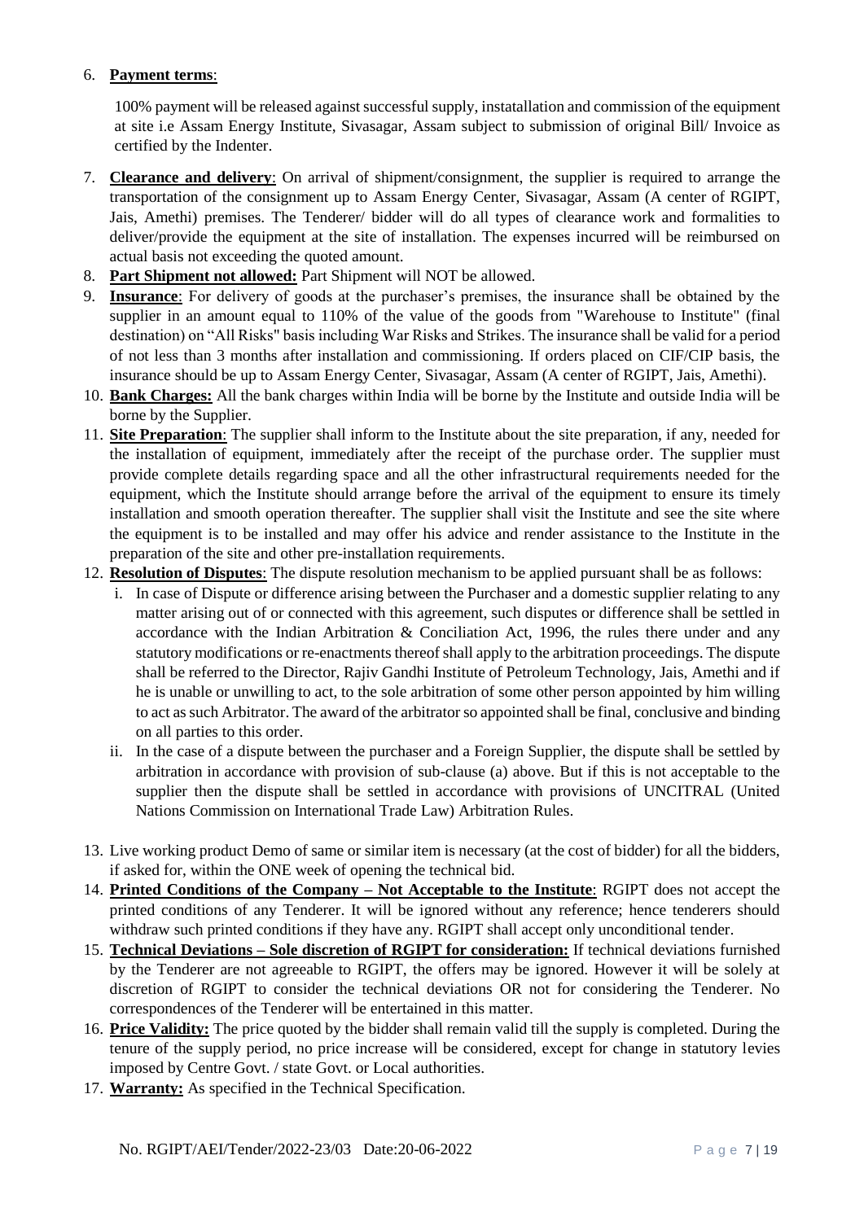6. **Payment terms**:

   100% payment will be released against successful supply, instatallation and commission of the equipment at site i.e Assam Energy Institute, Sivasagar, Assam subject to submission of original Bill/ Invoice as certified by the Indenter.

7. **Clearance and delivery**: On arrival of shipment/consignment, the supplier is required to arrange the transportation of the consignment up to Assam Energy Center, Sivasagar, Assam (A center of RGIPT, Jais, Amethi) premises. The Tenderer/ bidder will do all types of clearance work and formalities to deliver/provide the equipment at the site of installation. The expenses incurred will be reimbursed on actual basis not exceeding the quoted amount.
8. **Part Shipment not allowed:** Part Shipment will NOT be allowed.
9. **Insurance**: For delivery of goods at the purchaser's premises, the insurance shall be obtained by the supplier in an amount equal to 110% of the value of the goods from "Warehouse to Institute" (final destination) on "All Risks" basis including War Risks and Strikes. The insurance shall be valid for a period of not less than 3 months after installation and commissioning. If orders placed on CIF/CIP basis, the insurance should be up to Assam Energy Center, Sivasagar, Assam (A center of RGIPT, Jais, Amethi).
10. **Bank Charges:** All the bank charges within India will be borne by the Institute and outside India will be borne by the Supplier.
11. **Site Preparation**: The supplier shall inform to the Institute about the site preparation, if any, needed for the installation of equipment, immediately after the receipt of the purchase order. The supplier must provide complete details regarding space and all the other infrastructural requirements needed for the equipment, which the Institute should arrange before the arrival of the equipment to ensure its timely installation and smooth operation thereafter. The supplier shall visit the Institute and see the site where the equipment is to be installed and may offer his advice and render assistance to the Institute in the preparation of the site and other pre-installation requirements.
12. **Resolution of Disputes**: The dispute resolution mechanism to be applied pursuant shall be as follows:
    i. In case of Dispute or difference arising between the Purchaser and a domestic supplier relating to any matter arising out of or connected with this agreement, such disputes or difference shall be settled in accordance with the Indian Arbitration & Conciliation Act, 1996, the rules there under and any statutory modifications or re-enactments thereof shall apply to the arbitration proceedings. The dispute shall be referred to the Director, Rajiv Gandhi Institute of Petroleum Technology, Jais, Amethi and if he is unable or unwilling to act, to the sole arbitration of some other person appointed by him willing to act as such Arbitrator. The award of the arbitrator so appointed shall be final, conclusive and binding on all parties to this order.
    ii. In the case of a dispute between the purchaser and a Foreign Supplier, the dispute shall be settled by arbitration in accordance with provision of sub-clause (a) above. But if this is not acceptable to the supplier then the dispute shall be settled in accordance with provisions of UNCITRAL (United Nations Commission on International Trade Law) Arbitration Rules.

13. Live working product Demo of same or similar item is necessary (at the cost of bidder) for all the bidders, if asked for, within the ONE week of opening the technical bid.
14. **Printed Conditions of the Company – Not Acceptable to the Institute**: RGIPT does not accept the printed conditions of any Tenderer. It will be ignored without any reference; hence tenderers should withdraw such printed conditions if they have any. RGIPT shall accept only unconditional tender.
15. **Technical Deviations – Sole discretion of RGIPT for consideration:** If technical deviations furnished by the Tenderer are not agreeable to RGIPT, the offers may be ignored. However it will be solely at discretion of RGIPT to consider the technical deviations OR not for considering the Tenderer. No correspondences of the Tenderer will be entertained in this matter.
16. **Price Validity:** The price quoted by the bidder shall remain valid till the supply is completed. During the tenure of the supply period, no price increase will be considered, except for change in statutory levies imposed by Centre Govt. / state Govt. or Local authorities.
17. **Warranty:** As specified in the Technical Specification.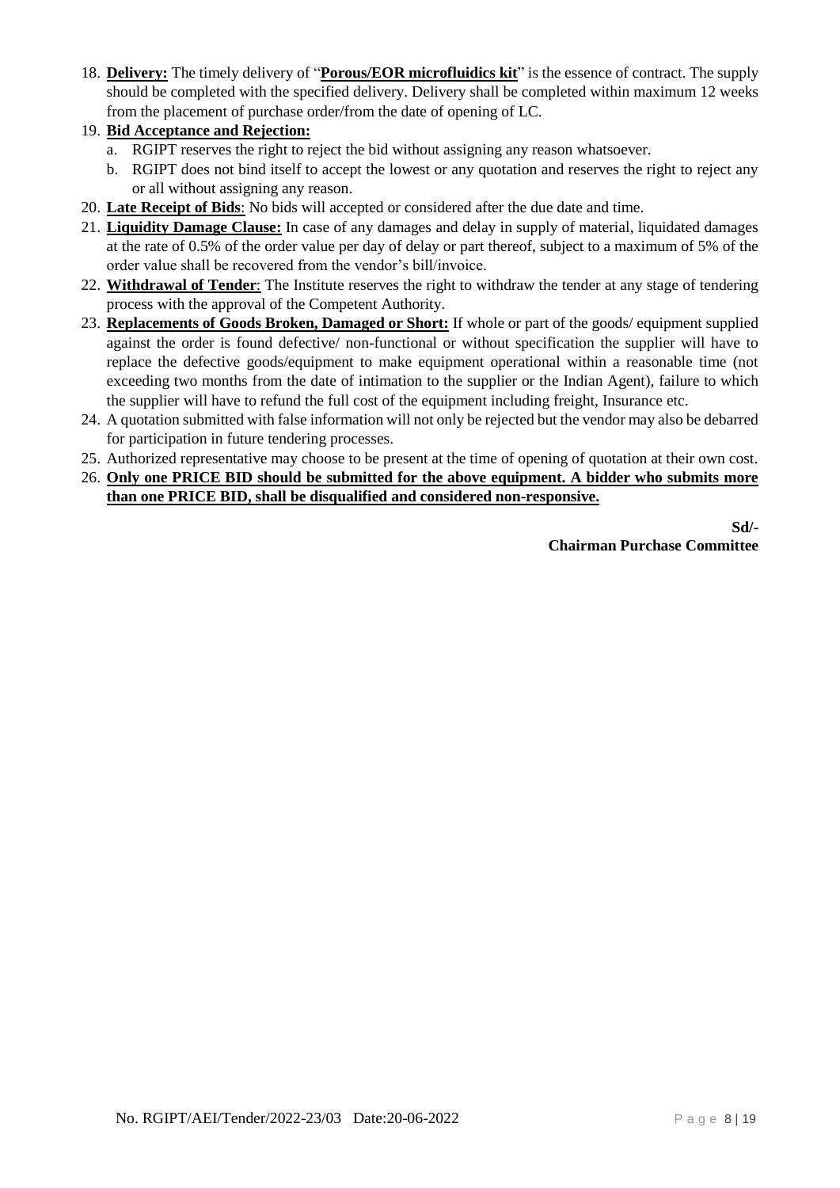18. **Delivery:** The timely delivery of "**Porous/EOR microfluidics kit**" is the essence of contract. The supply should be completed with the specified delivery. Delivery shall be completed within maximum 12 weeks from the placement of purchase order/from the date of opening of LC.
19. **Bid Acceptance and Rejection:**
    a. RGIPT reserves the right to reject the bid without assigning any reason whatsoever.
    b. RGIPT does not bind itself to accept the lowest or any quotation and reserves the right to reject any or all without assigning any reason.
20. **Late Receipt of Bids**: No bids will accepted or considered after the due date and time.
21. **Liquidity Damage Clause:** In case of any damages and delay in supply of material, liquidated damages at the rate of 0.5% of the order value per day of delay or part thereof, subject to a maximum of 5% of the order value shall be recovered from the vendor's bill/invoice.
22. **Withdrawal of Tender**: The Institute reserves the right to withdraw the tender at any stage of tendering process with the approval of the Competent Authority.
23. **Replacements of Goods Broken, Damaged or Short:** If whole or part of the goods/ equipment supplied against the order is found defective/ non-functional or without specification the supplier will have to replace the defective goods/equipment to make equipment operational within a reasonable time (not exceeding two months from the date of intimation to the supplier or the Indian Agent), failure to which the supplier will have to refund the full cost of the equipment including freight, Insurance etc.
24. A quotation submitted with false information will not only be rejected but the vendor may also be debarred for participation in future tendering processes.
25. Authorized representative may choose to be present at the time of opening of quotation at their own cost.
26. **Only one PRICE BID should be submitted for the above equipment. A bidder who submits more than one PRICE BID, shall be disqualified and considered non-responsive.**

**Sd/-**
**Chairman Purchase Committee**

No. RGIPT/AEI/Tender/2022-23/03 Date:20-06-2022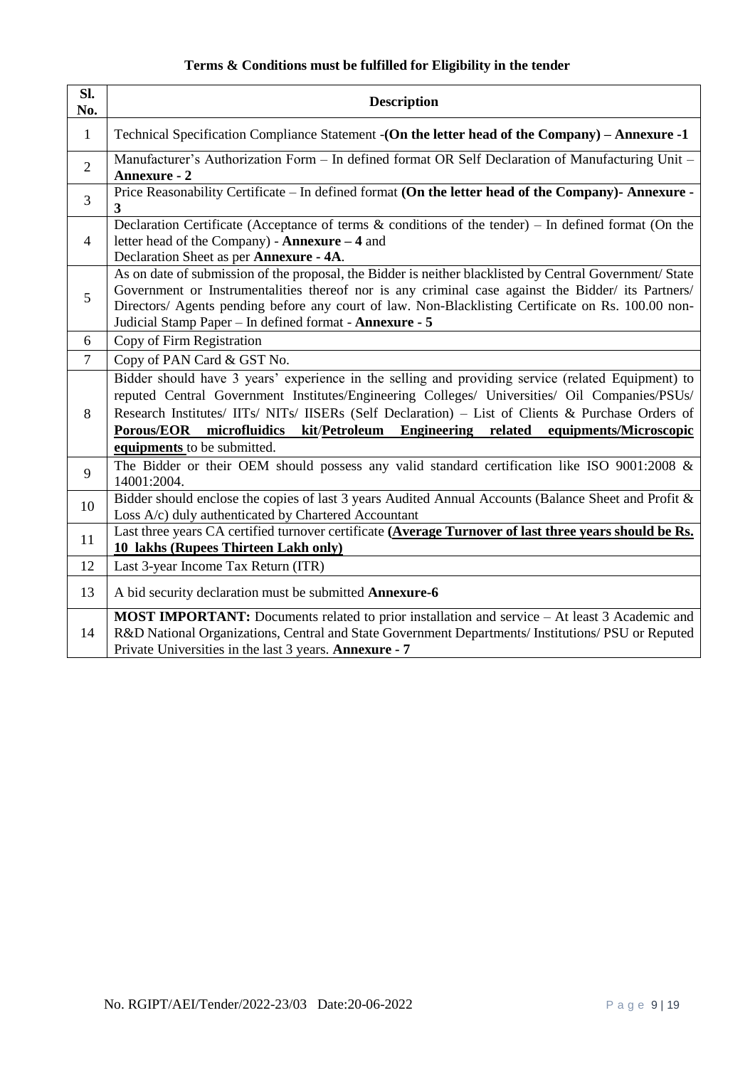**Terms & Conditions must be fulfilled for Eligibility in the tender**

| Sl. No. | Description |
|---|---|
| 1 | Technical Specification Compliance Statement -**(On the letter head of the Company) – Annexure -1** |
| 2 | Manufacturer's Authorization Form – In defined format OR Self Declaration of Manufacturing Unit – **Annexure - 2** |
| 3 | Price Reasonability Certificate – In defined format **(On the letter head of the Company)- Annexure - 3** |
| 4 | Declaration Certificate (Acceptance of terms & conditions of the tender) – In defined format (On the letter head of the Company) - **Annexure – 4** and Declaration Sheet as per **Annexure - 4A**. |
| 5 | As on date of submission of the proposal, the Bidder is neither blacklisted by Central Government/ State Government or Instrumentalities thereof nor is any criminal case against the Bidder/ its Partners/ Directors/ Agents pending before any court of law. Non-Blacklisting Certificate on Rs. 100.00 non-Judicial Stamp Paper – In defined format - **Annexure - 5** |
| 6 | Copy of Firm Registration |
| 7 | Copy of PAN Card & GST No. |
| 8 | Bidder should have 3 years' experience in the selling and providing service (related Equipment) to reputed Central Government Institutes/Engineering Colleges/ Universities/ Oil Companies/PSUs/ Research Institutes/ IITs/ NITs/ IISERs (Self Declaration) – List of Clients & Purchase Orders of **Porous/EOR microfluidics kit/Petroleum Engineering related equipments/Microscopic equipments** to be submitted. |
| 9 | The Bidder or their OEM should possess any valid standard certification like ISO 9001:2008 & 14001:2004. |
| 10 | Bidder should enclose the copies of last 3 years Audited Annual Accounts (Balance Sheet and Profit & Loss A/c) duly authenticated by Chartered Accountant |
| 11 | Last three years CA certified turnover certificate **(Average Turnover of last three years should be Rs. 10 lakhs (Rupees Thirteen Lakh only)** |
| 12 | Last 3-year Income Tax Return (ITR) |
| 13 | A bid security declaration must be submitted **Annexure-6** |
| 14 | **MOST IMPORTANT:** Documents related to prior installation and service – At least 3 Academic and R&D National Organizations, Central and State Government Departments/ Institutions/ PSU or Reputed Private Universities in the last 3 years. **Annexure - 7** |

No. RGIPT/AEI/Tender/2022-23/03 Date:20-06-2022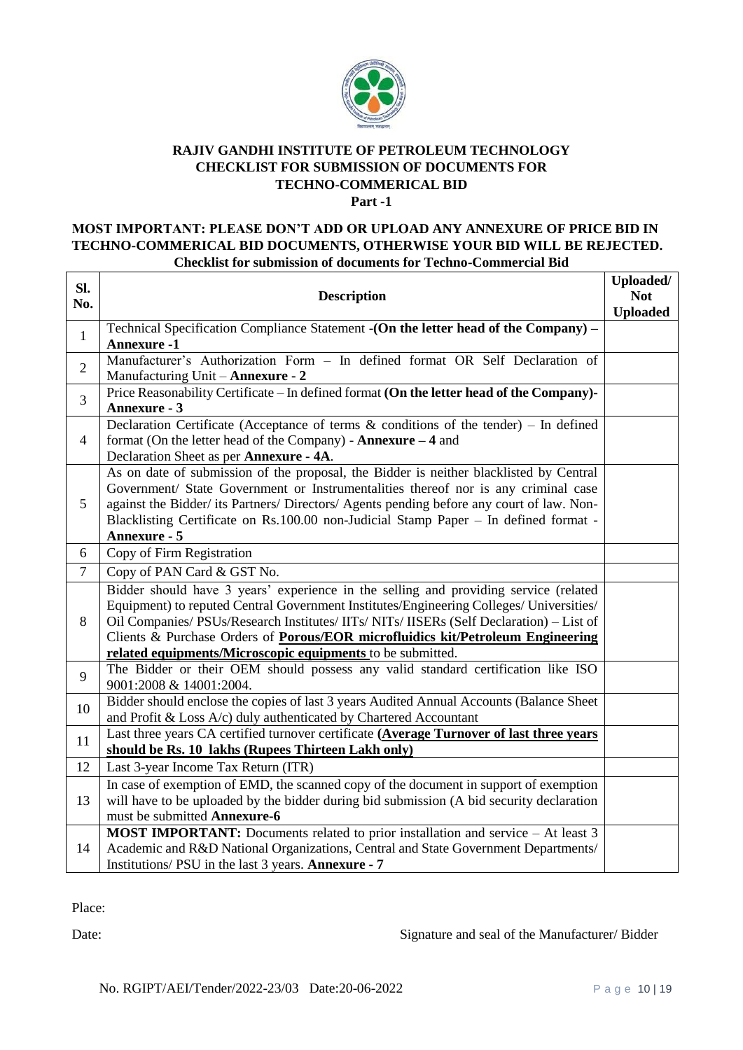# RAJIV GANDHI INSTITUTE OF PETROLEUM TECHNOLOGY
## CHECKLIST FOR SUBMISSION OF DOCUMENTS FOR TECHNO-COMMERICAL BID
### Part -1

**MOST IMPORTANT: PLEASE DON'T ADD OR UPLOAD ANY ANNEXURE OF PRICE BID IN TECHNO-COMMERICAL BID DOCUMENTS, OTHERWISE YOUR BID WILL BE REJECTED.**

**Checklist for submission of documents for Techno-Commercial Bid**

| Sl. No. | Description | Uploaded/ Not Uploaded |
|---|---|---|
| 1 | Technical Specification Compliance Statement -**(On the letter head of the Company) – Annexure -1** | |
| 2 | Manufacturer's Authorization Form – In defined format OR Self Declaration of Manufacturing Unit – **Annexure - 2** | |
| 3 | Price Reasonability Certificate – In defined format **(On the letter head of the Company)- Annexure - 3** | |
| 4 | Declaration Certificate (Acceptance of terms & conditions of the tender) – In defined format (On the letter head of the Company) - **Annexure – 4** and Declaration Sheet as per **Annexure - 4A**. | |
| 5 | As on date of submission of the proposal, the Bidder is neither blacklisted by Central Government/ State Government or Instrumentalities thereof nor is any criminal case against the Bidder/ its Partners/ Directors/ Agents pending before any court of law. Non-Blacklisting Certificate on Rs.100.00 non-Judicial Stamp Paper – In defined format - **Annexure - 5** | |
| 6 | Copy of Firm Registration | |
| 7 | Copy of PAN Card & GST No. | |
| 8 | Bidder should have 3 years' experience in the selling and providing service (related Equipment) to reputed Central Government Institutes/Engineering Colleges/ Universities/ Oil Companies/ PSUs/Research Institutes/ IITs/ NITs/ IISERs (Self Declaration) – List of Clients & Purchase Orders of **Porous/EOR microfluidics kit/Petroleum Engineering related equipments/Microscopic equipments** to be submitted. | |
| 9 | The Bidder or their OEM should possess any valid standard certification like ISO 9001:2008 & 14001:2004. | |
| 10 | Bidder should enclose the copies of last 3 years Audited Annual Accounts (Balance Sheet and Profit & Loss A/c) duly authenticated by Chartered Accountant | |
| 11 | Last three years CA certified turnover certificate **(Average Turnover of last three years should be Rs. 10 lakhs (Rupees Thirteen Lakh only)** | |
| 12 | Last 3-year Income Tax Return (ITR) | |
| 13 | In case of exemption of EMD, the scanned copy of the document in support of exemption will have to be uploaded by the bidder during bid submission (A bid security declaration must be submitted **Annexure-6** | |
| 14 | **MOST IMPORTANT:** Documents related to prior installation and service – At least 3 Academic and R&D National Organizations, Central and State Government Departments/ Institutions/ PSU in the last 3 years. **Annexure - 7** | |

Place:

Date: Signature and seal of the Manufacturer/ Bidder

No. RGIPT/AEI/Tender/2022-23/03 Date:20-06-2022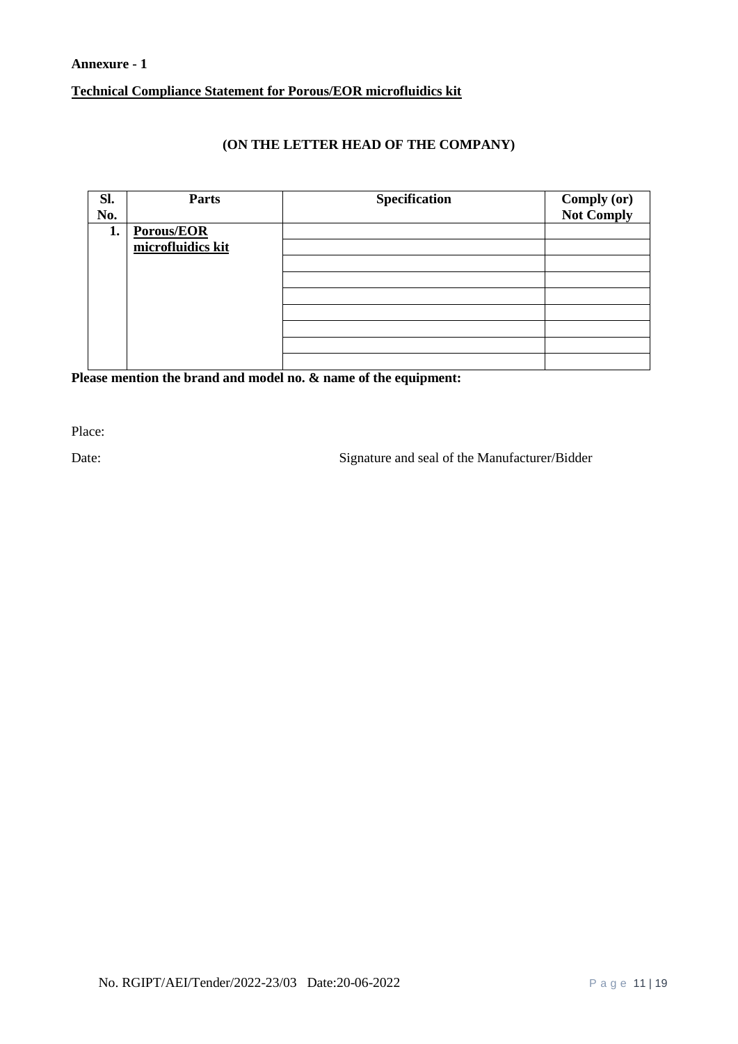**Annexure - 1**

**Technical Compliance Statement for Porous/EOR microfluidics kit**

**(ON THE LETTER HEAD OF THE COMPANY)**

| Sl. No. | Parts | Specification | Comply (or) Not Comply |
|---|---|---|---|
| 1. | **Porous/EOR microfluidics kit** | | |
| | | | |
| | | | |
| | | | |
| | | | |
| | | | |
| | | | |
| | | | |
| | | | |

**Please mention the brand and model no. & name of the equipment:**

Place:

Date: Signature and seal of the Manufacturer/Bidder

No. RGIPT/AEI/Tender/2022-23/03 Date:20-06-2022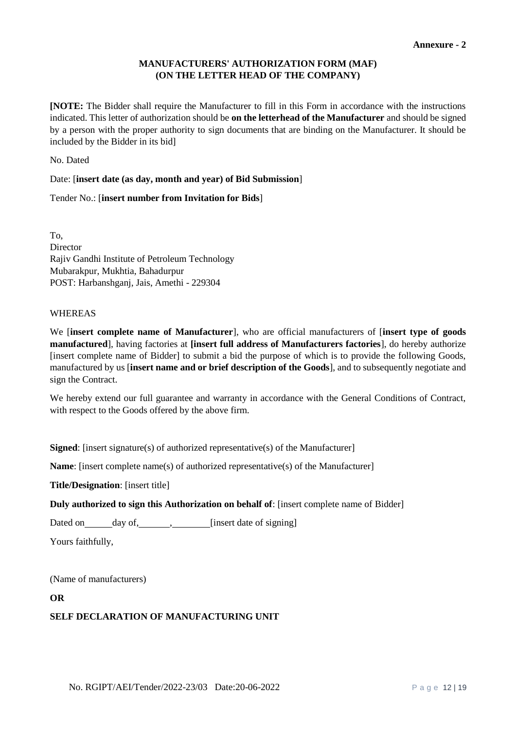**Annexure - 2**

## MANUFACTURERS' AUTHORIZATION FORM (MAF)
## (ON THE LETTER HEAD OF THE COMPANY)

**[NOTE:** The Bidder shall require the Manufacturer to fill in this Form in accordance with the instructions indicated. This letter of authorization should be **on the letterhead of the Manufacturer** and should be signed by a person with the proper authority to sign documents that are binding on the Manufacturer. It should be included by the Bidder in its bid]

No. Dated

Date: [**insert date (as day, month and year) of Bid Submission**]

Tender No.: [**insert number from Invitation for Bids**]

To,
Director
Rajiv Gandhi Institute of Petroleum Technology
Mubarakpur, Mukhtia, Bahadurpur
POST: Harbanshganj, Jais, Amethi - 229304

WHEREAS

We [**insert complete name of Manufacturer**], who are official manufacturers of [**insert type of goods manufactured**], having factories at **[insert full address of Manufacturers factories**], do hereby authorize [insert complete name of Bidder] to submit a bid the purpose of which is to provide the following Goods, manufactured by us [**insert name and or brief description of the Goods**], and to subsequently negotiate and sign the Contract.

We hereby extend our full guarantee and warranty in accordance with the General Conditions of Contract, with respect to the Goods offered by the above firm.

**Signed**: [insert signature(s) of authorized representative(s) of the Manufacturer]

**Name**: [insert complete name(s) of authorized representative(s) of the Manufacturer]

**Title/Designation**: [insert title]

**Duly authorized to sign this Authorization on behalf of**: [insert complete name of Bidder]

Dated on______day of,_______,________[insert date of signing]

Yours faithfully,

(Name of manufacturers)

**OR**

**SELF DECLARATION OF MANUFACTURING UNIT**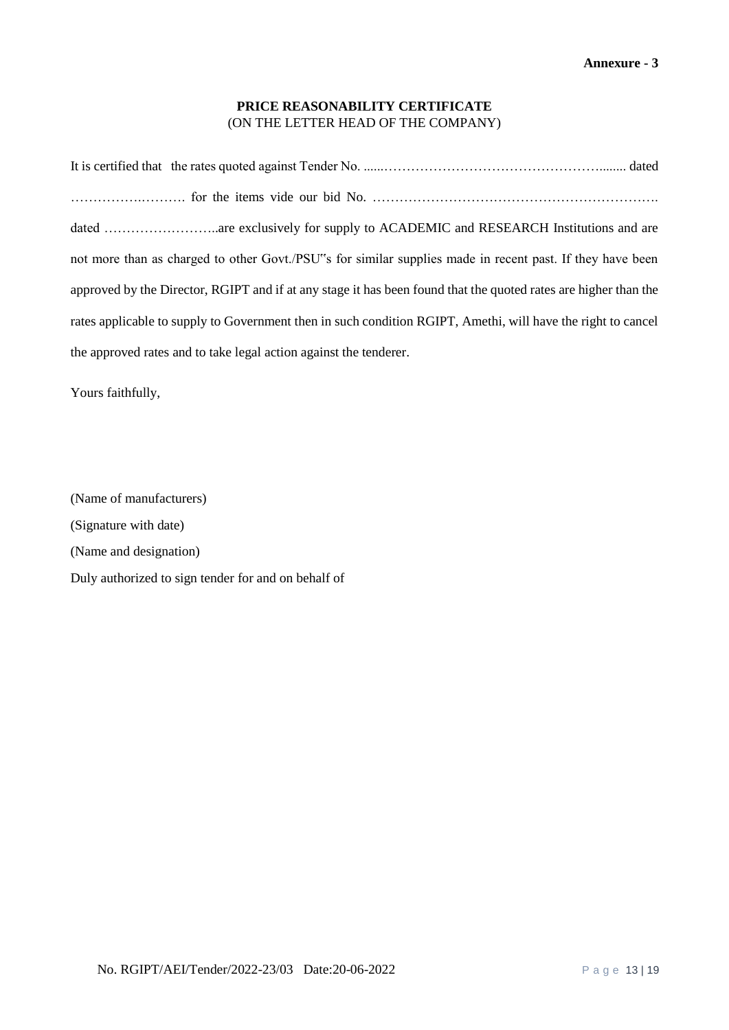**Annexure - 3**

## PRICE REASONABILITY CERTIFICATE

(ON THE LETTER HEAD OF THE COMPANY)

It is certified that the rates quoted against Tender No. ......…………………………………………........ dated ………….………. for the items vide our bid No. ………………………………………………………. dated ……………………..are exclusively for supply to ACADEMIC and RESEARCH Institutions and are not more than as charged to other Govt./PSU"s for similar supplies made in recent past. If they have been approved by the Director, RGIPT and if at any stage it has been found that the quoted rates are higher than the rates applicable to supply to Government then in such condition RGIPT, Amethi, will have the right to cancel the approved rates and to take legal action against the tenderer.

Yours faithfully,

(Name of manufacturers)

(Signature with date)

(Name and designation)

Duly authorized to sign tender for and on behalf of

No. RGIPT/AEI/Tender/2022-23/03 Date:20-06-2022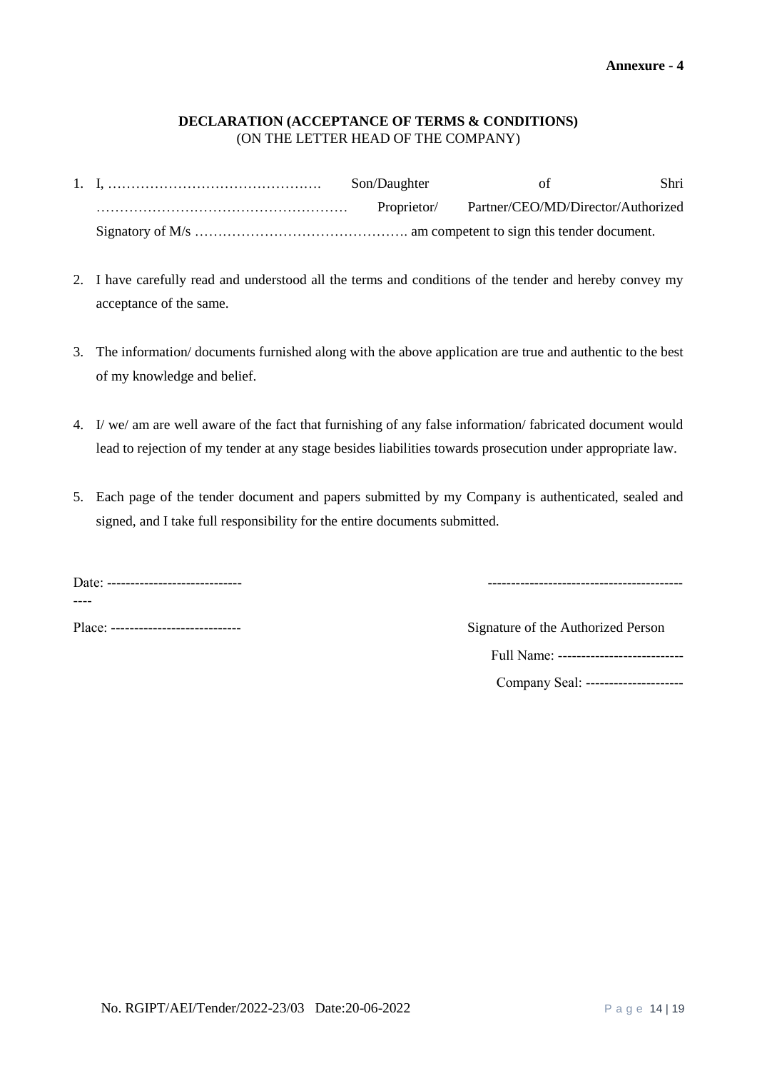**Annexure - 4**

**DECLARATION (ACCEPTANCE OF TERMS & CONDITIONS)**
(ON THE LETTER HEAD OF THE COMPANY)

1. I, ………………………………………. Son/Daughter of Shri ……………………………………………… Proprietor/ Partner/CEO/MD/Director/Authorized Signatory of M/s ………………………………………. am competent to sign this tender document.

2. I have carefully read and understood all the terms and conditions of the tender and hereby convey my acceptance of the same.

3. The information/ documents furnished along with the above application are true and authentic to the best of my knowledge and belief.

4. I/ we/ am are well aware of the fact that furnishing of any false information/ fabricated document would lead to rejection of my tender at any stage besides liabilities towards prosecution under appropriate law.

5. Each page of the tender document and papers submitted by my Company is authenticated, sealed and signed, and I take full responsibility for the entire documents submitted.

Date: --------------------------------

Place: ---------------------------

-----------------------------------------

Signature of the Authorized Person

Full Name: --------------------------

Company Seal: --------------------

No. RGIPT/AEI/Tender/2022-23/03 Date:20-06-2022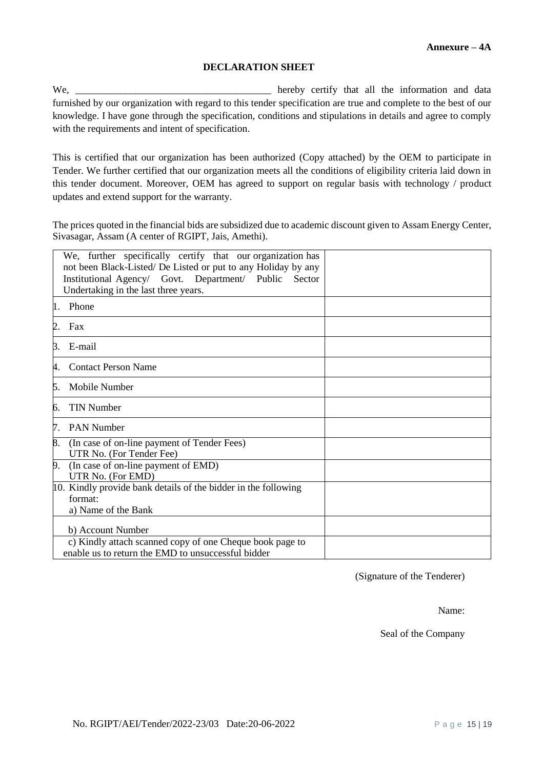**Annexure – 4A**

## DECLARATION SHEET

We, ______________________________________ hereby certify that all the information and data furnished by our organization with regard to this tender specification are true and complete to the best of our knowledge. I have gone through the specification, conditions and stipulations in details and agree to comply with the requirements and intent of specification.

This is certified that our organization has been authorized (Copy attached) by the OEM to participate in Tender. We further certified that our organization meets all the conditions of eligibility criteria laid down in this tender document. Moreover, OEM has agreed to support on regular basis with technology / product updates and extend support for the warranty.

The prices quoted in the financial bids are subsidized due to academic discount given to Assam Energy Center, Sivasagar, Assam (A center of RGIPT, Jais, Amethi).

| | |
|---|---|
| We, further specifically certify that our organization has not been Black-Listed/ De Listed or put to any Holiday by any Institutional Agency/ Govt. Department/ Public Sector Undertaking in the last three years. | |
| 1. Phone | |
| 2. Fax | |
| 3. E-mail | |
| 4. Contact Person Name | |
| 5. Mobile Number | |
| 6. TIN Number | |
| 7. PAN Number | |
| 8. (In case of on-line payment of Tender Fees) UTR No. (For Tender Fee) | |
| 9. (In case of on-line payment of EMD) UTR No. (For EMD) | |
| 10. Kindly provide bank details of the bidder in the following format: a) Name of the Bank | |
| b) Account Number | |
| c) Kindly attach scanned copy of one Cheque book page to enable us to return the EMD to unsuccessful bidder | |

(Signature of the Tenderer)

Name:

Seal of the Company

No. RGIPT/AEI/Tender/2022-23/03 Date:20-06-2022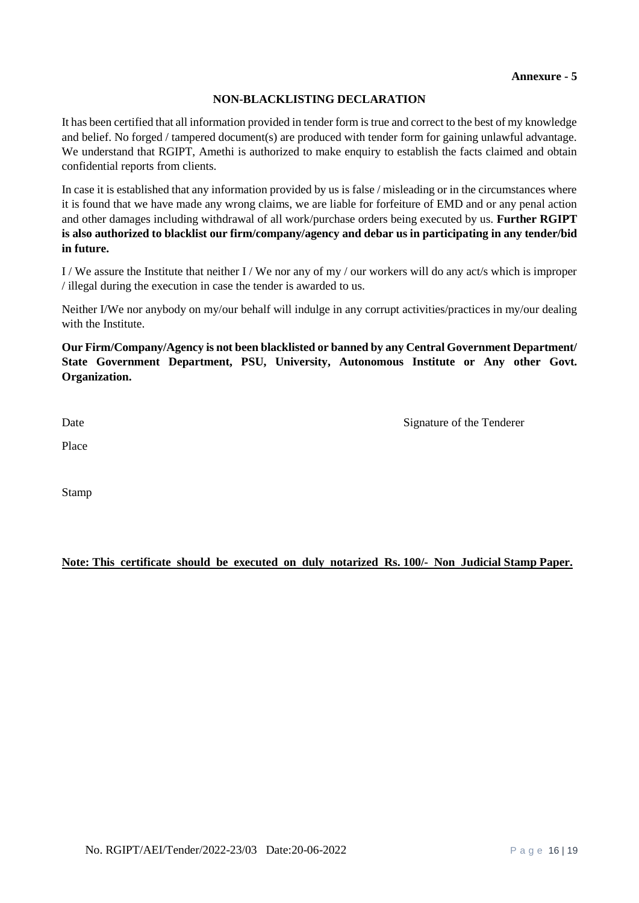**Annexure - 5**

## NON-BLACKLISTING DECLARATION

It has been certified that all information provided in tender form is true and correct to the best of my knowledge and belief. No forged / tampered document(s) are produced with tender form for gaining unlawful advantage. We understand that RGIPT, Amethi is authorized to make enquiry to establish the facts claimed and obtain confidential reports from clients.

In case it is established that any information provided by us is false / misleading or in the circumstances where it is found that we have made any wrong claims, we are liable for forfeiture of EMD and or any penal action and other damages including withdrawal of all work/purchase orders being executed by us. **Further RGIPT is also authorized to blacklist our firm/company/agency and debar us in participating in any tender/bid in future.**

I / We assure the Institute that neither I / We nor any of my / our workers will do any act/s which is improper / illegal during the execution in case the tender is awarded to us.

Neither I/We nor anybody on my/our behalf will indulge in any corrupt activities/practices in my/our dealing with the Institute.

**Our Firm/Company/Agency is not been blacklisted or banned by any Central Government Department/ State Government Department, PSU, University, Autonomous Institute or Any other Govt. Organization.**

Date

Signature of the Tenderer

Place

Stamp

**Note: This certificate should be executed on duly notarized Rs. 100/- Non Judicial Stamp Paper.**

No. RGIPT/AEI/Tender/2022-23/03 Date:20-06-2022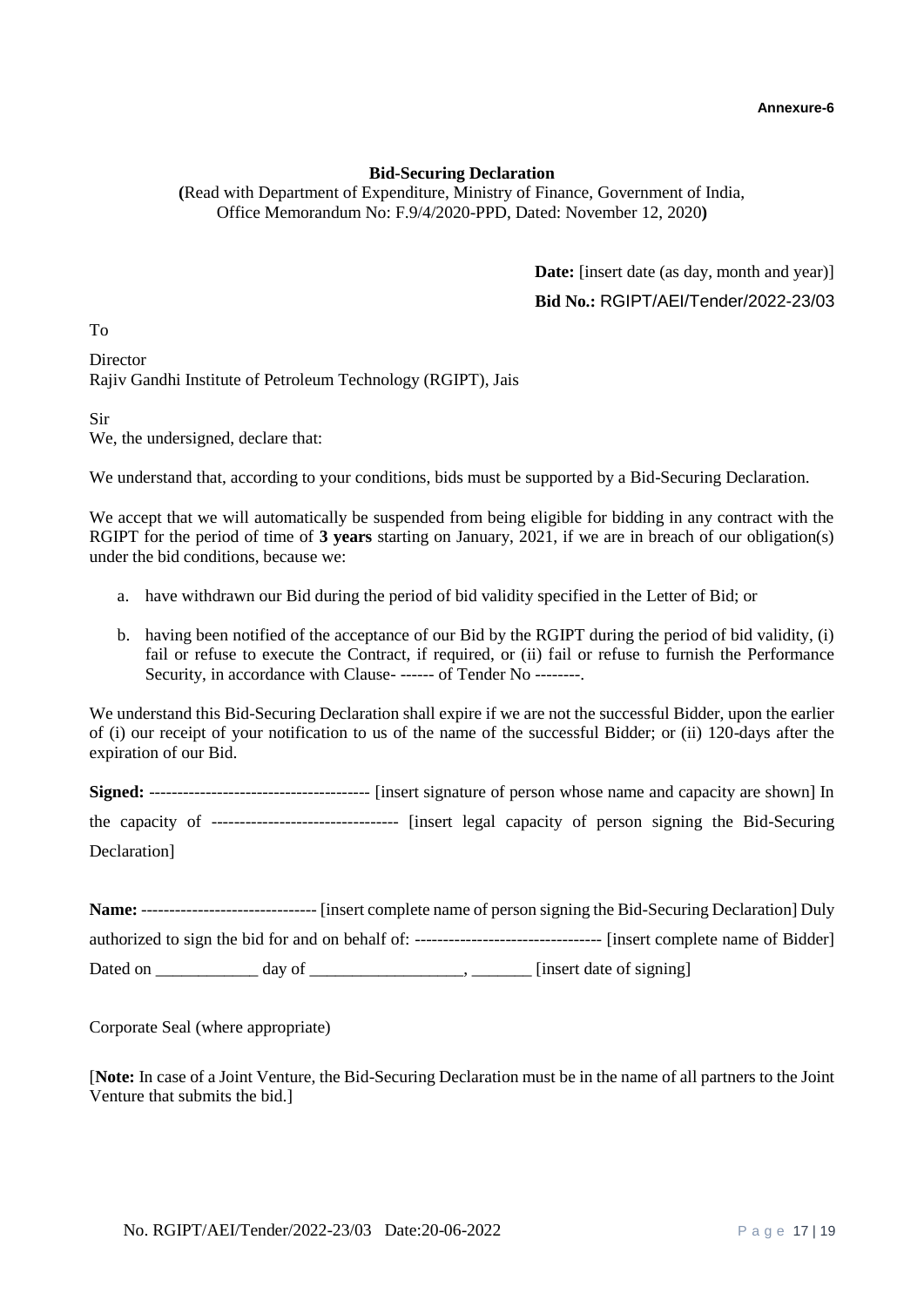**Annexure-6**

**Bid-Securing Declaration**

**(**Read with Department of Expenditure, Ministry of Finance, Government of India, Office Memorandum No: F.9/4/2020-PPD, Dated: November 12, 2020**)**

**Date:** [insert date (as day, month and year)]

**Bid No.:** RGIPT/AEI/Tender/2022-23/03

To

Director
Rajiv Gandhi Institute of Petroleum Technology (RGIPT), Jais

Sir
We, the undersigned, declare that:

We understand that, according to your conditions, bids must be supported by a Bid-Securing Declaration.

We accept that we will automatically be suspended from being eligible for bidding in any contract with the RGIPT for the period of time of **3 years** starting on January, 2021, if we are in breach of our obligation(s) under the bid conditions, because we:

a. have withdrawn our Bid during the period of bid validity specified in the Letter of Bid; or

b. having been notified of the acceptance of our Bid by the RGIPT during the period of bid validity, (i) fail or refuse to execute the Contract, if required, or (ii) fail or refuse to furnish the Performance Security, in accordance with Clause- ------ of Tender No --------.

We understand this Bid-Securing Declaration shall expire if we are not the successful Bidder, upon the earlier of (i) our receipt of your notification to us of the name of the successful Bidder; or (ii) 120-days after the expiration of our Bid.

**Signed:** -------------------------------------- [insert signature of person whose name and capacity are shown] In the capacity of --------------------------------- [insert legal capacity of person signing the Bid-Securing Declaration]

**Name:** ------------------------------ [insert complete name of person signing the Bid-Securing Declaration] Duly authorized to sign the bid for and on behalf of: -------------------------------- [insert complete name of Bidder]
Dated on ____________ day of __________________, _______ [insert date of signing]

Corporate Seal (where appropriate)

[**Note:** In case of a Joint Venture, the Bid-Securing Declaration must be in the name of all partners to the Joint Venture that submits the bid.]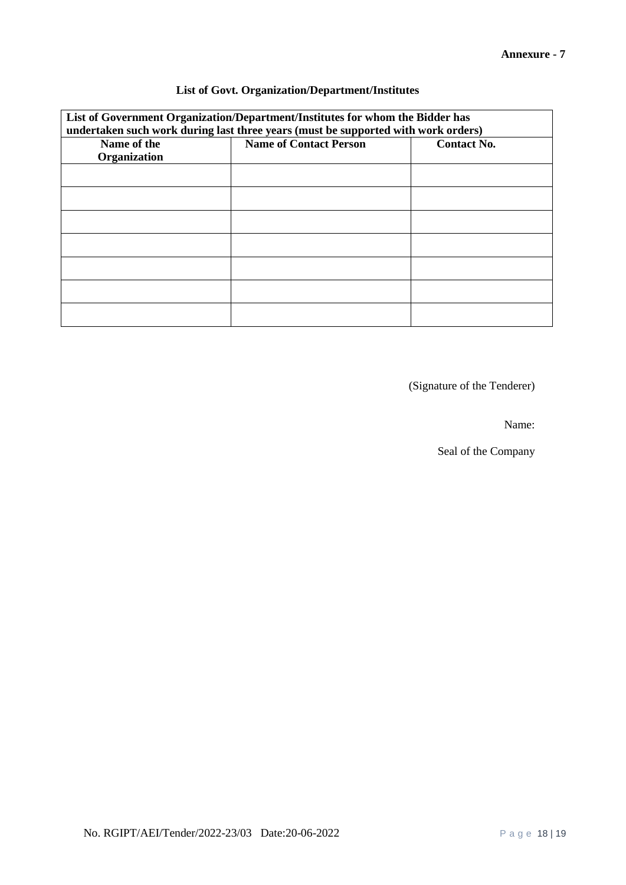**Annexure - 7**

## List of Govt. Organization/Department/Institutes

| **List of Government Organization/Department/Institutes for whom the Bidder has undertaken such work during last three years (must be supported with work orders)** | | |
|---|---|---|
| **Name of the Organization** | **Name of Contact Person** | **Contact No.** |
| | | |
| | | |
| | | |
| | | |
| | | |
| | | |
| | | |

(Signature of the Tenderer)

Name:

Seal of the Company

No. RGIPT/AEI/Tender/2022-23/03 Date:20-06-2022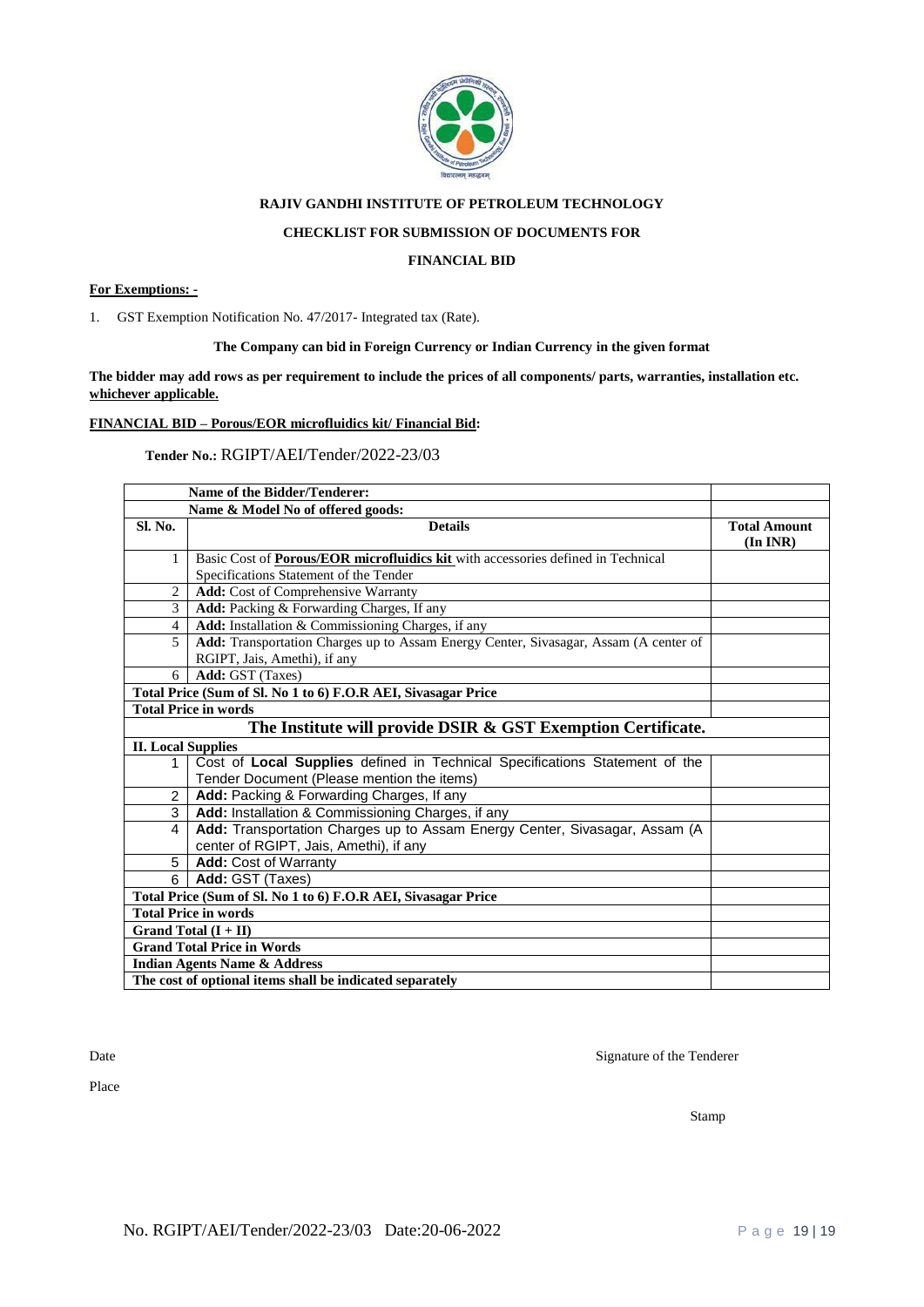**RAJIV GANDHI INSTITUTE OF PETROLEUM TECHNOLOGY**

**CHECKLIST FOR SUBMISSION OF DOCUMENTS FOR**

**FINANCIAL BID**

**For Exemptions: -**

1. GST Exemption Notification No. 47/2017- Integrated tax (Rate).

**The Company can bid in Foreign Currency or Indian Currency in the given format**

**The bidder may add rows as per requirement to include the prices of all components/ parts, warranties, installation etc. whichever applicable.**

**FINANCIAL BID – Porous/EOR microfluidics kit/ Financial Bid:**

**Tender No.:** RGIPT/AEI/Tender/2022-23/03

| | | |
|---|---|---|
| | **Name of the Bidder/Tenderer:** | |
| | **Name & Model No of offered goods:** | |
| **Sl. No.** | **Details** | **Total Amount (In INR)** |
| 1 | Basic Cost of **Porous/EOR microfluidics kit** with accessories defined in Technical Specifications Statement of the Tender | |
| 2 | **Add:** Cost of Comprehensive Warranty | |
| 3 | **Add:** Packing & Forwarding Charges, If any | |
| 4 | **Add:** Installation & Commissioning Charges, if any | |
| 5 | **Add:** Transportation Charges up to Assam Energy Center, Sivasagar, Assam (A center of RGIPT, Jais, Amethi), if any | |
| 6 | **Add:** GST (Taxes) | |
| **Total Price (Sum of Sl. No 1 to 6) F.O.R AEI, Sivasagar Price** | | |
| **Total Price in words** | | |
| **The Institute will provide DSIR & GST Exemption Certificate.** | | |
| **II. Local Supplies** | | |
| 1 | Cost of **Local Supplies** defined in Technical Specifications Statement of the Tender Document (Please mention the items) | |
| 2 | **Add:** Packing & Forwarding Charges, If any | |
| 3 | **Add:** Installation & Commissioning Charges, if any | |
| 4 | **Add:** Transportation Charges up to Assam Energy Center, Sivasagar, Assam (A center of RGIPT, Jais, Amethi), if any | |
| 5 | **Add:** Cost of Warranty | |
| 6 | **Add:** GST (Taxes) | |
| **Total Price (Sum of Sl. No 1 to 6) F.O.R AEI, Sivasagar Price** | | |
| **Total Price in words** | | |
| **Grand Total (I + II)** | | |
| **Grand Total Price in Words** | | |
| **Indian Agents Name & Address** | | |
| **The cost of optional items shall be indicated separately** | | |

Date

Place

Signature of the Tenderer

Stamp

No. RGIPT/AEI/Tender/2022-23/03 Date:20-06-2022